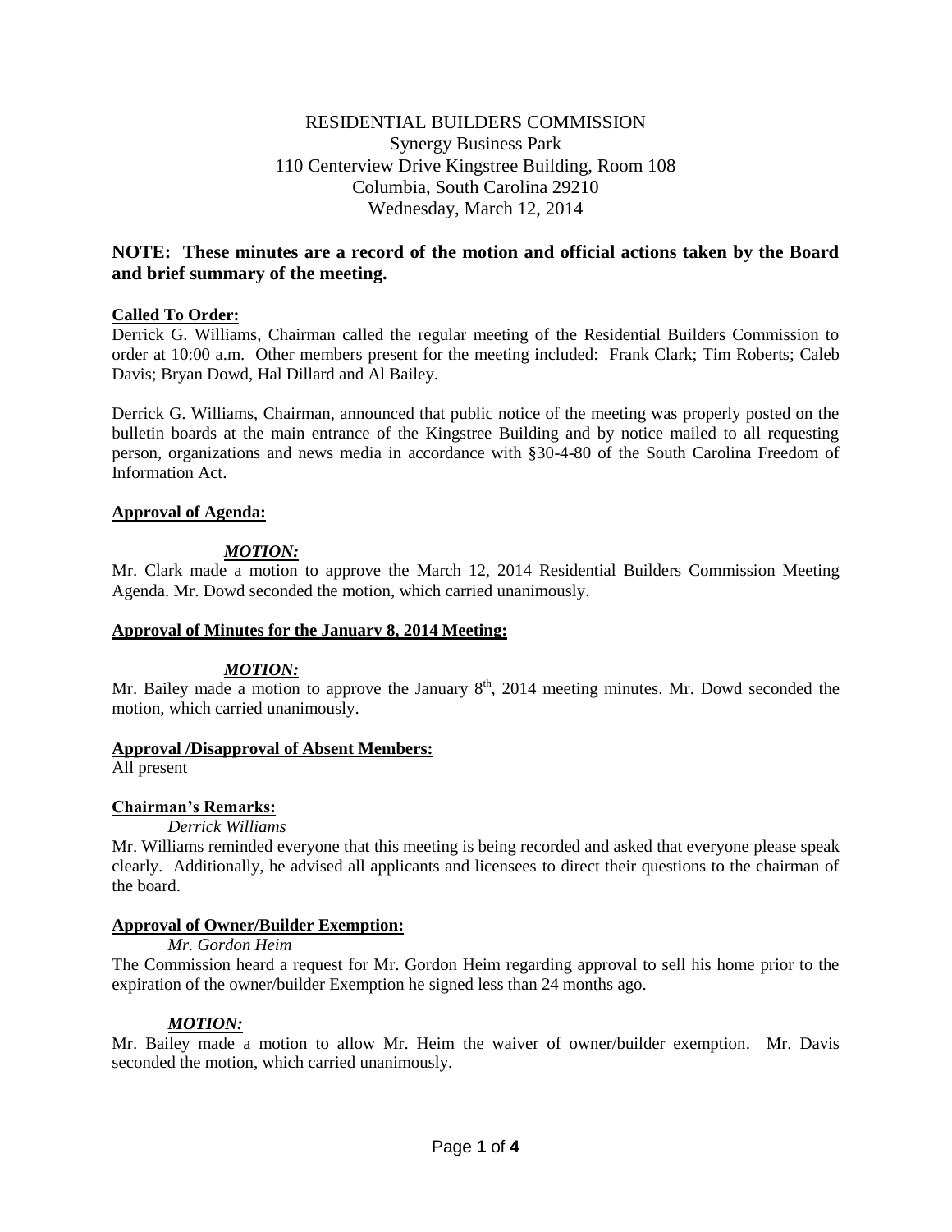RESIDENTIAL BUILDERS COMMISSION
Synergy Business Park
110 Centerview Drive Kingstree Building, Room 108
Columbia, South Carolina 29210
Wednesday, March 12, 2014

**NOTE: These minutes are a record of the motion and official actions taken by the Board and brief summary of the meeting.**

**Called To Order:**

Derrick G. Williams, Chairman called the regular meeting of the Residential Builders Commission to order at 10:00 a.m. Other members present for the meeting included: Frank Clark; Tim Roberts; Caleb Davis; Bryan Dowd, Hal Dillard and Al Bailey.

Derrick G. Williams, Chairman, announced that public notice of the meeting was properly posted on the bulletin boards at the main entrance of the Kingstree Building and by notice mailed to all requesting person, organizations and news media in accordance with §30-4-80 of the South Carolina Freedom of Information Act.

**Approval of Agenda:**

***MOTION:***

Mr. Clark made a motion to approve the March 12, 2014 Residential Builders Commission Meeting Agenda. Mr. Dowd seconded the motion, which carried unanimously.

**Approval of Minutes for the January 8, 2014 Meeting:**

***MOTION:***

Mr. Bailey made a motion to approve the January 8th, 2014 meeting minutes. Mr. Dowd seconded the motion, which carried unanimously.

**Approval /Disapproval of Absent Members:**

All present

**Chairman's Remarks:**

*Derrick Williams*

Mr. Williams reminded everyone that this meeting is being recorded and asked that everyone please speak clearly. Additionally, he advised all applicants and licensees to direct their questions to the chairman of the board.

**Approval of Owner/Builder Exemption:**

*Mr. Gordon Heim*

The Commission heard a request for Mr. Gordon Heim regarding approval to sell his home prior to the expiration of the owner/builder Exemption he signed less than 24 months ago.

***MOTION:***

Mr. Bailey made a motion to allow Mr. Heim the waiver of owner/builder exemption. Mr. Davis seconded the motion, which carried unanimously.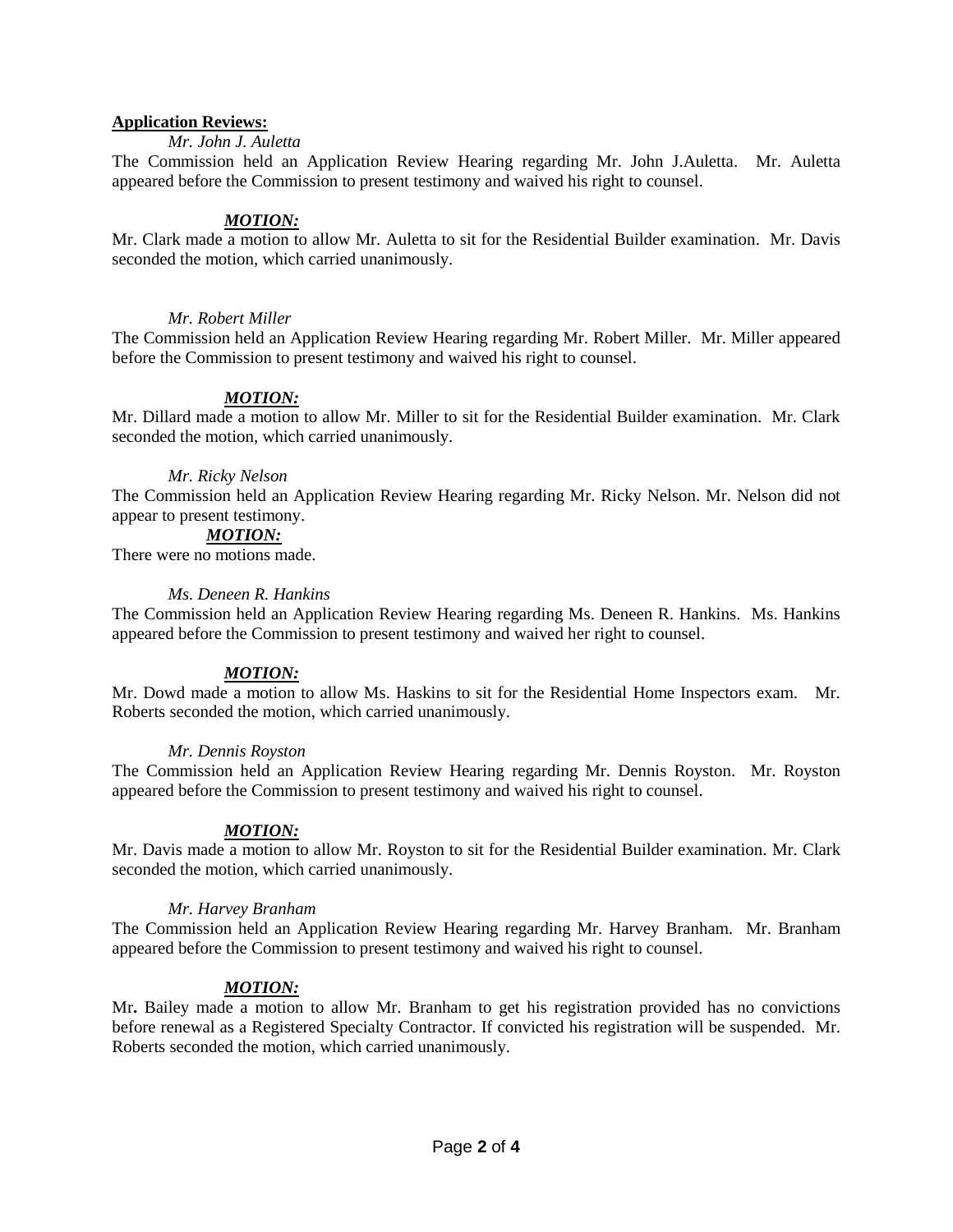**Application Reviews:**

*Mr. John J. Auletta*

The Commission held an Application Review Hearing regarding Mr. John J.Auletta. Mr. Auletta appeared before the Commission to present testimony and waived his right to counsel.

***MOTION:***

Mr. Clark made a motion to allow Mr. Auletta to sit for the Residential Builder examination. Mr. Davis seconded the motion, which carried unanimously.

*Mr. Robert Miller*

The Commission held an Application Review Hearing regarding Mr. Robert Miller. Mr. Miller appeared before the Commission to present testimony and waived his right to counsel.

***MOTION:***

Mr. Dillard made a motion to allow Mr. Miller to sit for the Residential Builder examination. Mr. Clark seconded the motion, which carried unanimously.

*Mr. Ricky Nelson*

The Commission held an Application Review Hearing regarding Mr. Ricky Nelson. Mr. Nelson did not appear to present testimony.

***MOTION:***

There were no motions made.

*Ms. Deneen R. Hankins*

The Commission held an Application Review Hearing regarding Ms. Deneen R. Hankins. Ms. Hankins appeared before the Commission to present testimony and waived her right to counsel.

***MOTION:***

Mr. Dowd made a motion to allow Ms. Haskins to sit for the Residential Home Inspectors exam. Mr. Roberts seconded the motion, which carried unanimously.

*Mr. Dennis Royston*

The Commission held an Application Review Hearing regarding Mr. Dennis Royston. Mr. Royston appeared before the Commission to present testimony and waived his right to counsel.

***MOTION:***

Mr. Davis made a motion to allow Mr. Royston to sit for the Residential Builder examination. Mr. Clark seconded the motion, which carried unanimously.

*Mr. Harvey Branham*

The Commission held an Application Review Hearing regarding Mr. Harvey Branham. Mr. Branham appeared before the Commission to present testimony and waived his right to counsel.

***MOTION:***

Mr**.** Bailey made a motion to allow Mr. Branham to get his registration provided has no convictions before renewal as a Registered Specialty Contractor. If convicted his registration will be suspended. Mr. Roberts seconded the motion, which carried unanimously.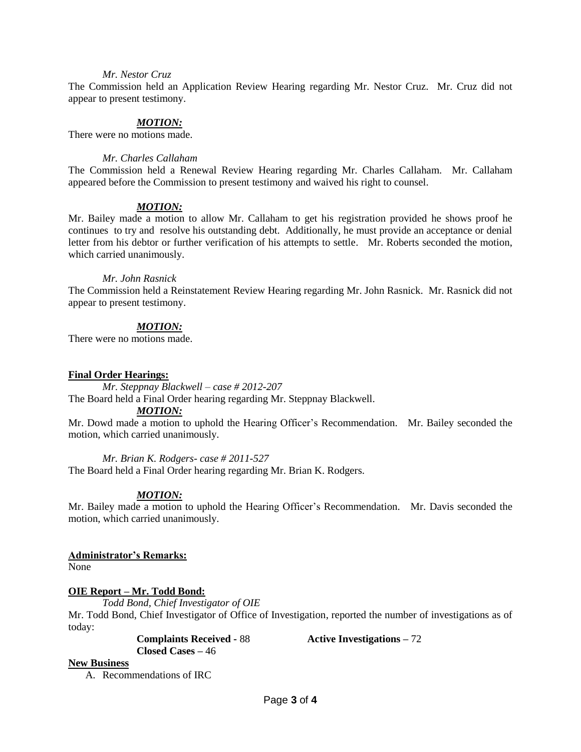*Mr. Nestor Cruz*

The Commission held an Application Review Hearing regarding Mr. Nestor Cruz. Mr. Cruz did not appear to present testimony.

***MOTION:***

There were no motions made.

*Mr. Charles Callaham*

The Commission held a Renewal Review Hearing regarding Mr. Charles Callaham. Mr. Callaham appeared before the Commission to present testimony and waived his right to counsel.

***MOTION:***

Mr. Bailey made a motion to allow Mr. Callaham to get his registration provided he shows proof he continues to try and resolve his outstanding debt. Additionally, he must provide an acceptance or denial letter from his debtor or further verification of his attempts to settle. Mr. Roberts seconded the motion, which carried unanimously.

*Mr. John Rasnick*

The Commission held a Reinstatement Review Hearing regarding Mr. John Rasnick. Mr. Rasnick did not appear to present testimony.

***MOTION:***

There were no motions made.

**Final Order Hearings:**

*Mr. Steppnay Blackwell – case # 2012-207*

The Board held a Final Order hearing regarding Mr. Steppnay Blackwell.

***MOTION:***

Mr. Dowd made a motion to uphold the Hearing Officer's Recommendation. Mr. Bailey seconded the motion, which carried unanimously.

*Mr. Brian K. Rodgers- case # 2011-527*

The Board held a Final Order hearing regarding Mr. Brian K. Rodgers.

***MOTION:***

Mr. Bailey made a motion to uphold the Hearing Officer's Recommendation. Mr. Davis seconded the motion, which carried unanimously.

**Administrator's Remarks:**

None

**OIE Report – Mr. Todd Bond:**

*Todd Bond, Chief Investigator of OIE*

Mr. Todd Bond, Chief Investigator of Office of Investigation, reported the number of investigations as of today:

**Complaints Received -** 88 **Active Investigations –** 72

**Closed Cases –** 46

**New Business**

A. Recommendations of IRC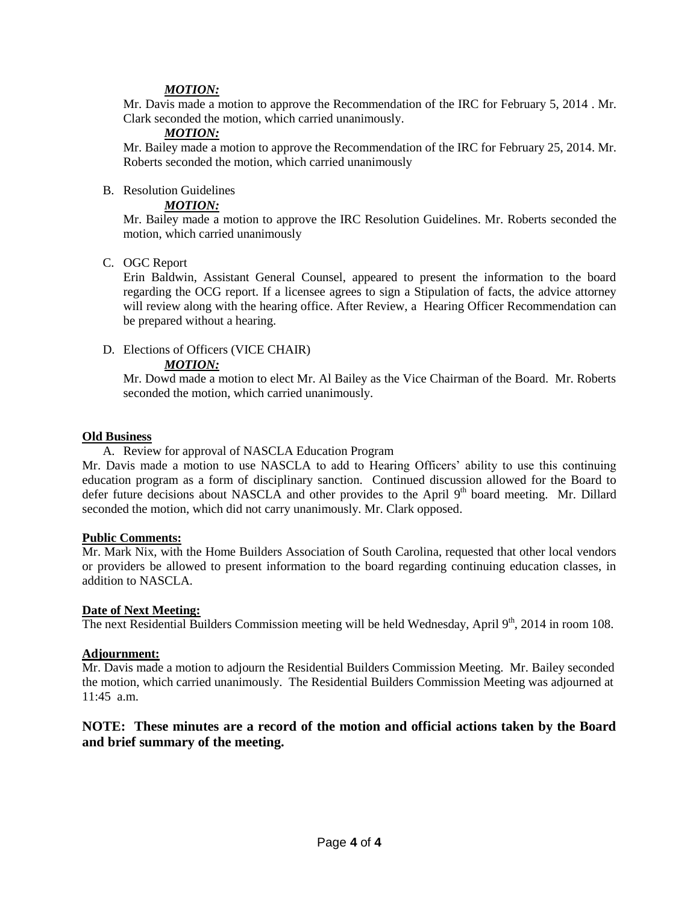***MOTION:***

Mr. Davis made a motion to approve the Recommendation of the IRC for February 5, 2014 . Mr. Clark seconded the motion, which carried unanimously.

***MOTION:***

Mr. Bailey made a motion to approve the Recommendation of the IRC for February 25, 2014. Mr. Roberts seconded the motion, which carried unanimously

B. Resolution Guidelines

***MOTION:***

Mr. Bailey made a motion to approve the IRC Resolution Guidelines. Mr. Roberts seconded the motion, which carried unanimously

C. OGC Report

Erin Baldwin, Assistant General Counsel, appeared to present the information to the board regarding the OCG report. If a licensee agrees to sign a Stipulation of facts, the advice attorney will review along with the hearing office. After Review, a Hearing Officer Recommendation can be prepared without a hearing.

D. Elections of Officers (VICE CHAIR)

***MOTION:***

Mr. Dowd made a motion to elect Mr. Al Bailey as the Vice Chairman of the Board. Mr. Roberts seconded the motion, which carried unanimously.

**Old Business**

A. Review for approval of NASCLA Education Program

Mr. Davis made a motion to use NASCLA to add to Hearing Officers' ability to use this continuing education program as a form of disciplinary sanction. Continued discussion allowed for the Board to defer future decisions about NASCLA and other provides to the April 9th board meeting. Mr. Dillard seconded the motion, which did not carry unanimously. Mr. Clark opposed.

**Public Comments:**

Mr. Mark Nix, with the Home Builders Association of South Carolina, requested that other local vendors or providers be allowed to present information to the board regarding continuing education classes, in addition to NASCLA.

**Date of Next Meeting:**

The next Residential Builders Commission meeting will be held Wednesday, April 9th, 2014 in room 108.

**Adjournment:**

Mr. Davis made a motion to adjourn the Residential Builders Commission Meeting. Mr. Bailey seconded the motion, which carried unanimously. The Residential Builders Commission Meeting was adjourned at 11:45 a.m.

**NOTE: These minutes are a record of the motion and official actions taken by the Board and brief summary of the meeting.**